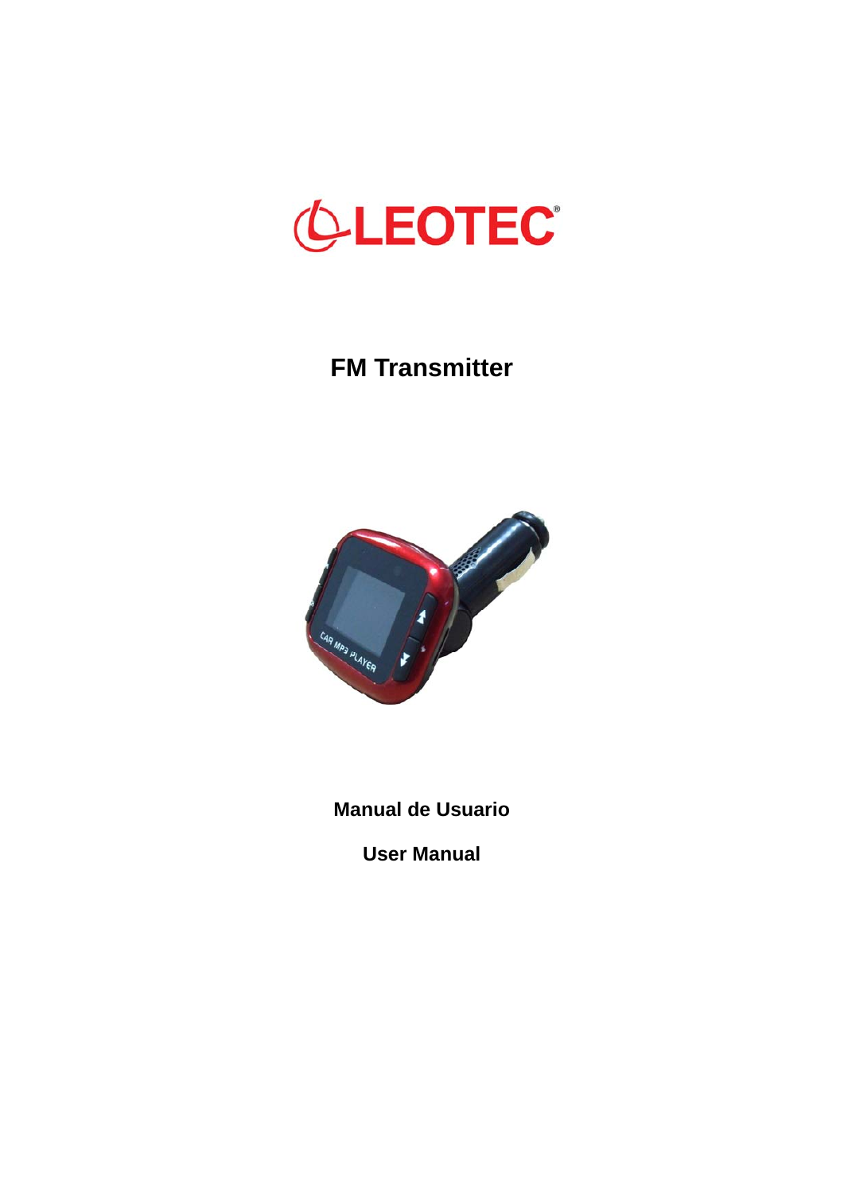LEOTEC®

# FM Transmitter

**Manual de Usuario**

**User Manual**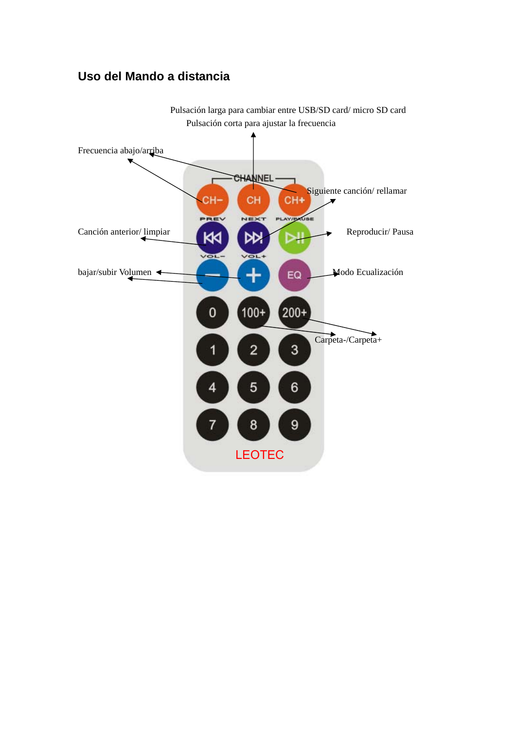## Uso del Mando a distancia

Pulsación larga para cambiar entre USB/SD card/ micro SD card
Pulsación corta para ajustar la frecuencia

Frecuencia abajo/arriba

Siguiente canción/ rellamar

Canción anterior/ limpiar

Reproducir/ Pausa

bajar/subir Volumen

Modo Ecualización

Carpeta-/Carpeta+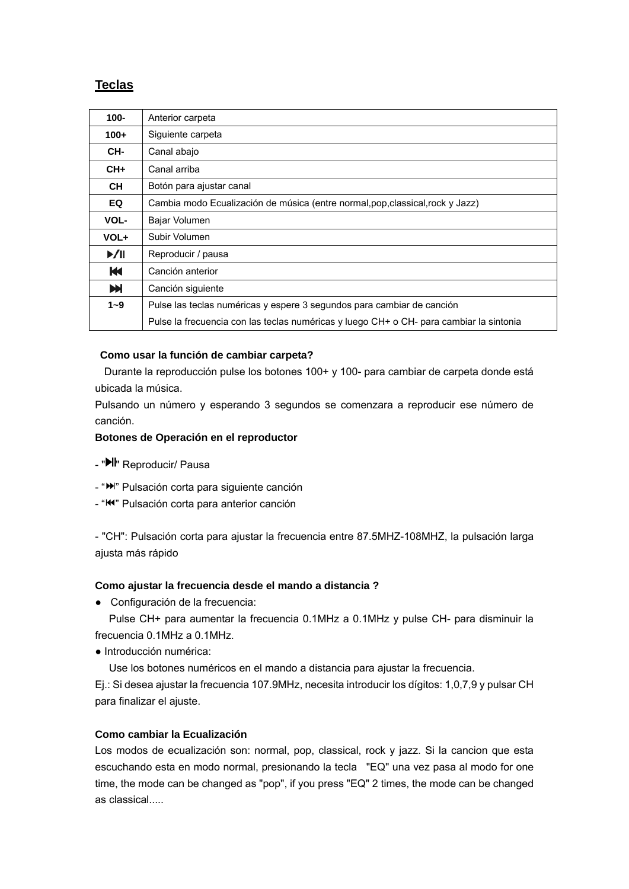## Teclas

| | |
|---|---|
| **100-** | Anterior carpeta |
| **100+** | Siguiente carpeta |
| **CH-** | Canal abajo |
| **CH+** | Canal arriba |
| **CH** | Botón para ajustar canal |
| **EQ** | Cambia modo Ecualización de música (entre normal,pop,classical,rock y Jazz) |
| **VOL-** | Bajar Volumen |
| **VOL+** | Subir Volumen |
| **▶/II** | Reproducir / pausa |
| **⏮** | Canción anterior |
| **⏭** | Canción siguiente |
| **1~9** | Pulse las teclas numéricas y espere 3 segundos para cambiar de canción<br>Pulse la frecuencia con las teclas numéricas y luego CH+ o CH- para cambiar la sintonia |

**Como usar la función de cambiar carpeta?**

Durante la reproducción pulse los botones 100+ y 100- para cambiar de carpeta donde está ubicada la música.

Pulsando un número y esperando 3 segundos se comenzara a reproducir ese número de canción.

**Botones de Operación en el reproductor**

- "▶II" Reproducir/ Pausa
- "⏭" Pulsación corta para siguiente canción
- "⏮" Pulsación corta para anterior canción

- "CH": Pulsación corta para ajustar la frecuencia entre 87.5MHZ-108MHZ, la pulsación larga ajusta más rápido

**Como ajustar la frecuencia desde el mando a distancia ?**

- Configuración de la frecuencia:

  Pulse CH+ para aumentar la frecuencia 0.1MHz a 0.1MHz y pulse CH- para disminuir la frecuencia 0.1MHz a 0.1MHz.

- Introducción numérica:

  Use los botones numéricos en el mando a distancia para ajustar la frecuencia.

Ej.: Si desea ajustar la frecuencia 107.9MHz, necesita introducir los dígitos: 1,0,7,9 y pulsar CH para finalizar el ajuste.

**Como cambiar la Ecualización**

Los modos de ecualización son: normal, pop, classical, rock y jazz. Si la cancion que esta escuchando esta en modo normal, presionando la tecla "EQ" una vez pasa al modo for one time, the mode can be changed as "pop", if you press "EQ" 2 times, the mode can be changed as classical.....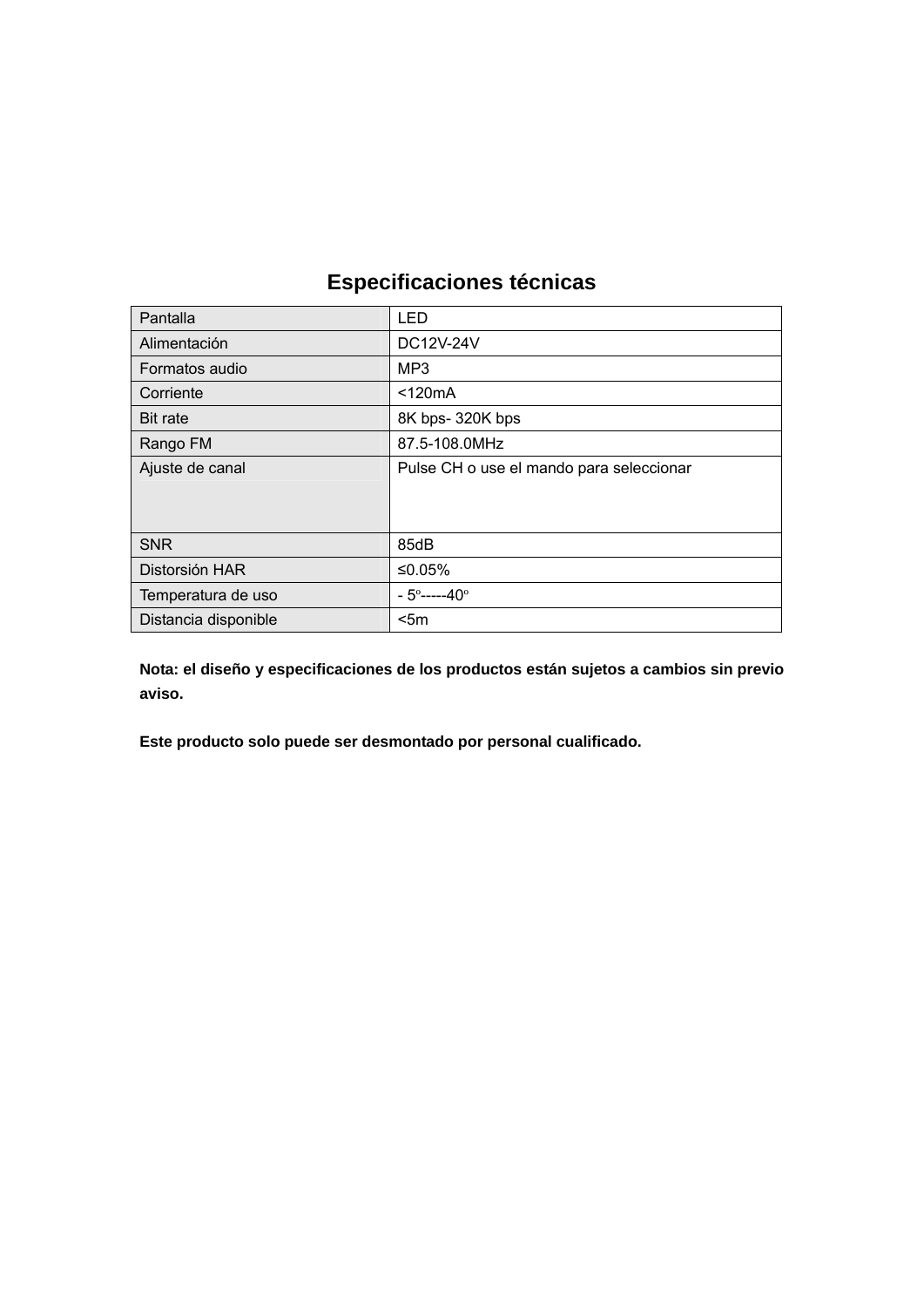## Especificaciones técnicas

| Pantalla | LED |
|---|---|
| Alimentación | DC12V-24V |
| Formatos audio | MP3 |
| Corriente | <120mA |
| Bit rate | 8K bps- 320K bps |
| Rango FM | 87.5-108.0MHz |
| Ajuste de canal | Pulse CH o use el mando para seleccionar |
| SNR | 85dB |
| Distorsión HAR | ≤0.05% |
| Temperatura de uso | - 5º-----40º |
| Distancia disponible | <5m |

**Nota: el diseño y especificaciones de los productos están sujetos a cambios sin previo aviso.**

**Este producto solo puede ser desmontado por personal cualificado.**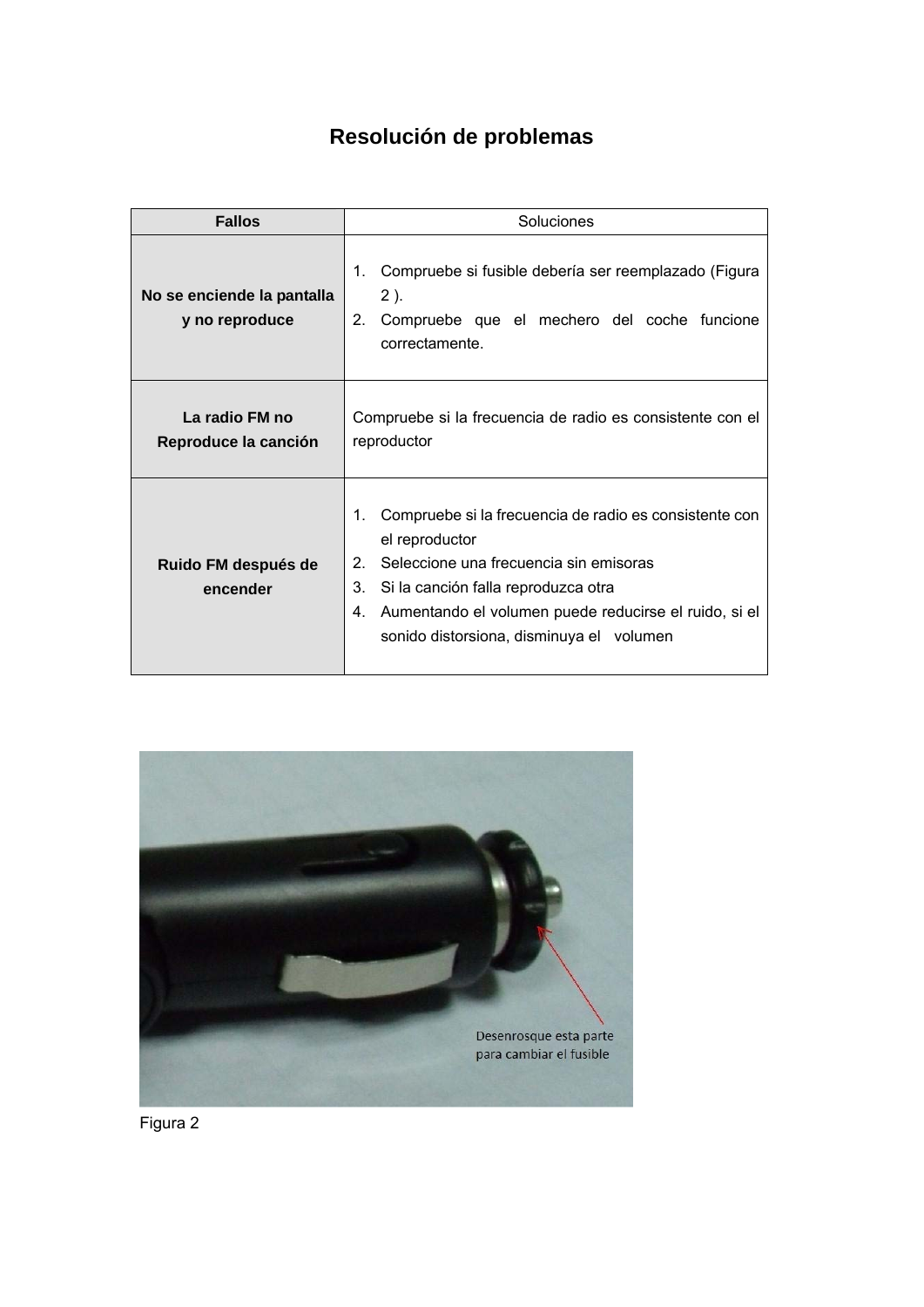# Resolución de problemas

| Fallos | Soluciones |
|---|---|
| **No se enciende la pantalla y no reproduce** | 1. Compruebe si fusible debería ser reemplazado (Figura 2 ).<br>2. Compruebe que el mechero del coche funcione correctamente. |
| **La radio FM no Reproduce la canción** | Compruebe si la frecuencia de radio es consistente con el reproductor |
| **Ruido FM después de encender** | 1. Compruebe si la frecuencia de radio es consistente con el reproductor<br>2. Seleccione una frecuencia sin emisoras<br>3. Si la canción falla reproduzca otra<br>4. Aumentando el volumen puede reducirse el ruido, si el sonido distorsiona, disminuya el volumen |

Desenrosque esta parte para cambiar el fusible

Figura 2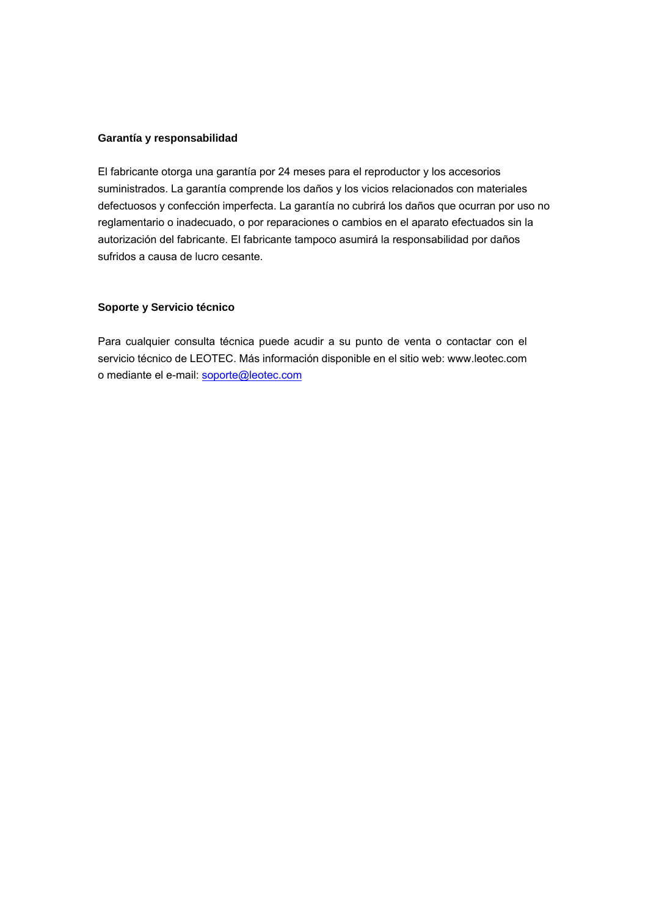## Garantía y responsabilidad

El fabricante otorga una garantía por 24 meses para el reproductor y los accesorios suministrados. La garantía comprende los daños y los vicios relacionados con materiales defectuosos y confección imperfecta. La garantía no cubrirá los daños que ocurran por uso no reglamentario o inadecuado, o por reparaciones o cambios en el aparato efectuados sin la autorización del fabricante. El fabricante tampoco asumirá la responsabilidad por daños sufridos a causa de lucro cesante.

## Soporte y Servicio técnico

Para cualquier consulta técnica puede acudir a su punto de venta o contactar con el servicio técnico de LEOTEC. Más información disponible en el sitio web: www.leotec.com o mediante el e-mail: soporte@leotec.com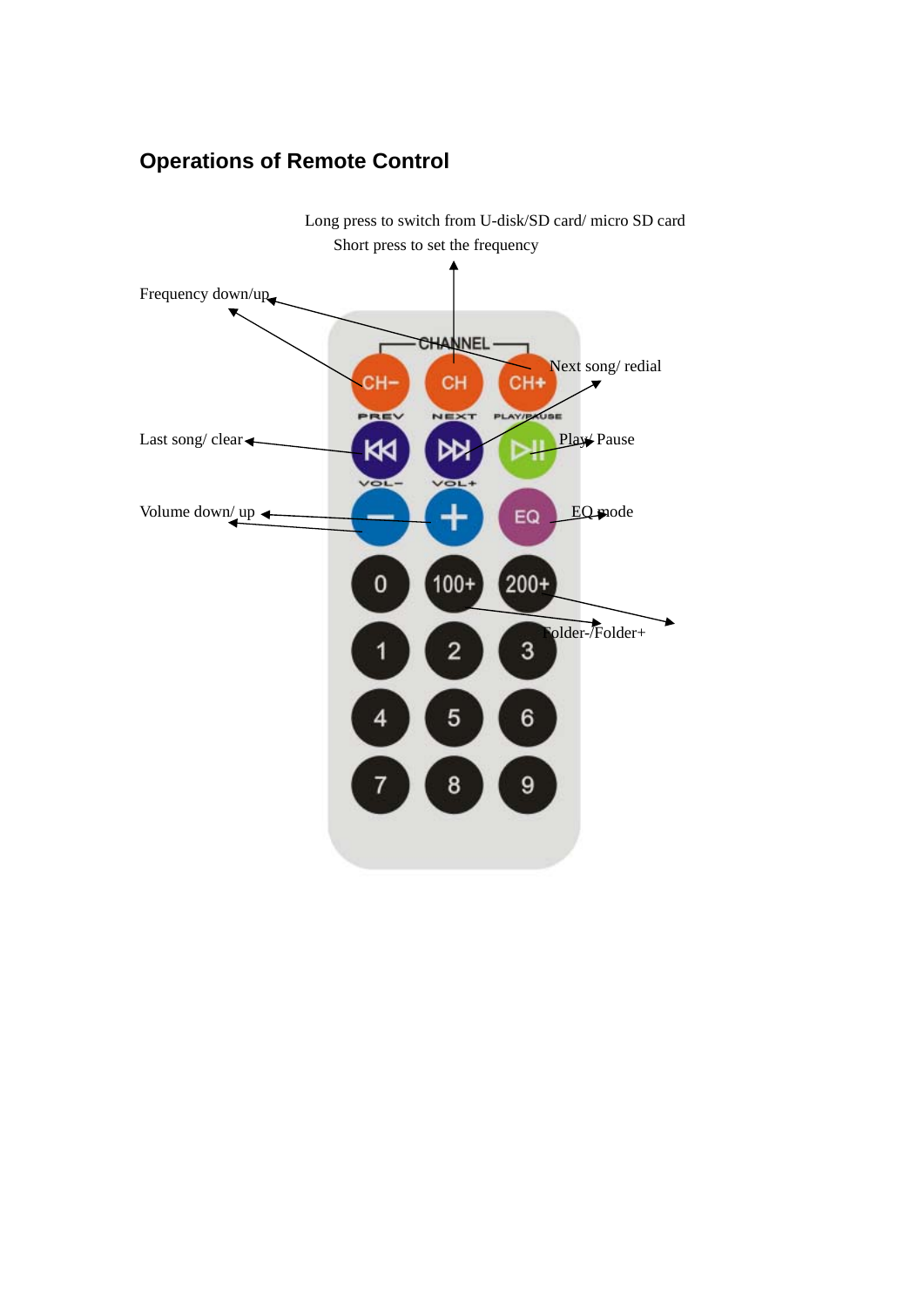## Operations of Remote Control

Long press to switch from U-disk/SD card/ micro SD card

Short press to set the frequency

Frequency down/up

Next song/ redial

Last song/ clear

Play/ Pause

Volume down/ up

EQ mode

Folder-/Folder+

CHANNEL

CH- CH CH+

PREV NEXT PLAY/PAUSE

VOL- VOL+

EQ

0 100+ 200+

1 2 3

4 5 6

7 8 9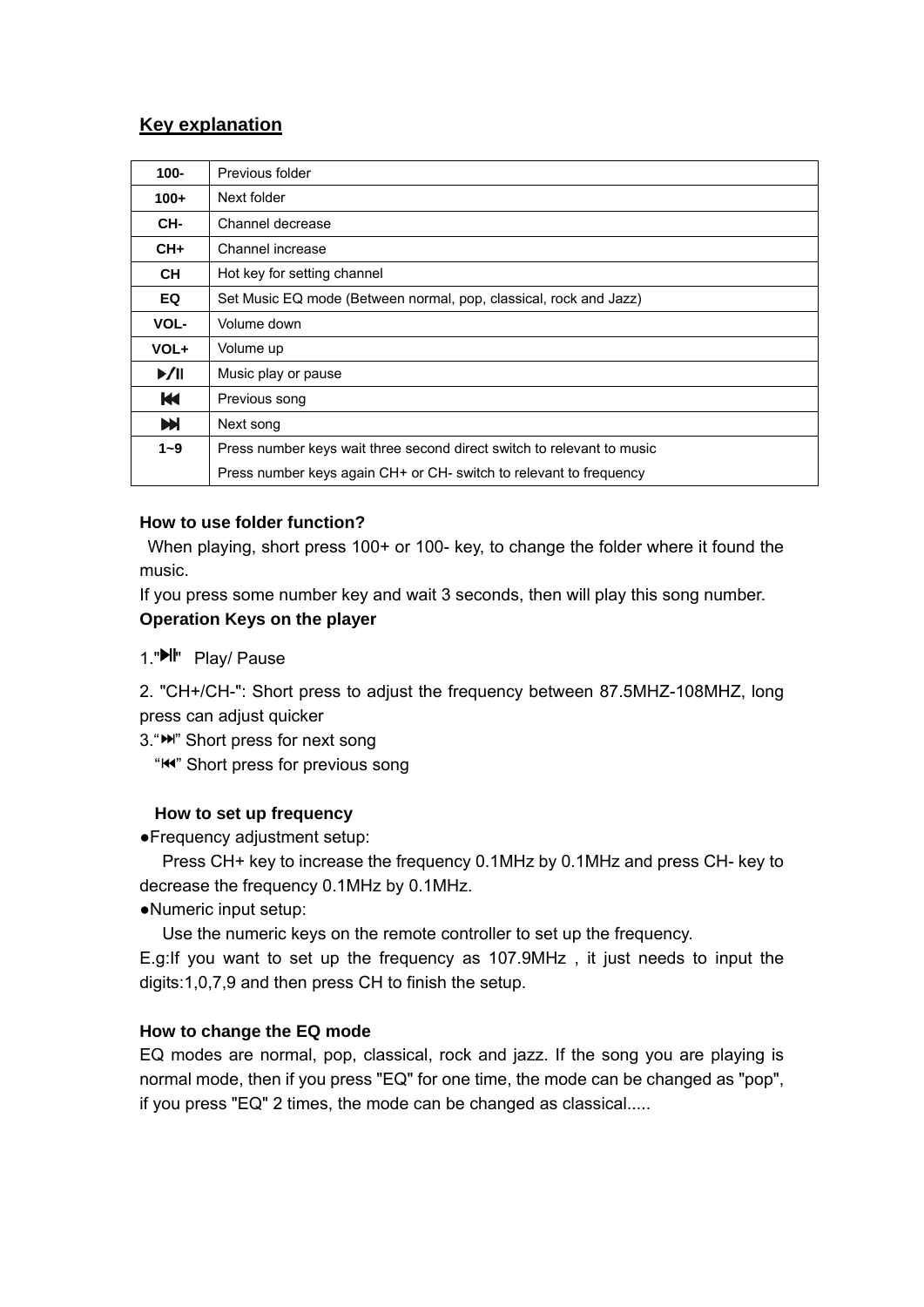## Key explanation

| | |
|---|---|
| **100-** | Previous folder |
| **100+** | Next folder |
| **CH-** | Channel decrease |
| **CH+** | Channel increase |
| **CH** | Hot key for setting channel |
| **EQ** | Set Music EQ mode (Between normal, pop, classical, rock and Jazz) |
| **VOL-** | Volume down |
| **VOL+** | Volume up |
| **▶/II** | Music play or pause |
| **⏮** | Previous song |
| **⏭** | Next song |
| **1~9** | Press number keys wait three second direct switch to relevant to music<br>Press number keys again CH+ or CH- switch to relevant to frequency |

**How to use folder function?**

When playing, short press 100+ or 100- key, to change the folder where it found the music.

If you press some number key and wait 3 seconds, then will play this song number.

**Operation Keys on the player**

1."▶II" Play/ Pause

2. "CH+/CH-": Short press to adjust the frequency between 87.5MHZ-108MHZ, long press can adjust quicker

3."⏭" Short press for next song

"⏮" Short press for previous song

**How to set up frequency**

●Frequency adjustment setup:

Press CH+ key to increase the frequency 0.1MHz by 0.1MHz and press CH- key to decrease the frequency 0.1MHz by 0.1MHz.

●Numeric input setup:

Use the numeric keys on the remote controller to set up the frequency.

E.g:If you want to set up the frequency as 107.9MHz , it just needs to input the digits:1,0,7,9 and then press CH to finish the setup.

**How to change the EQ mode**

EQ modes are normal, pop, classical, rock and jazz. If the song you are playing is normal mode, then if you press "EQ" for one time, the mode can be changed as "pop", if you press "EQ" 2 times, the mode can be changed as classical.....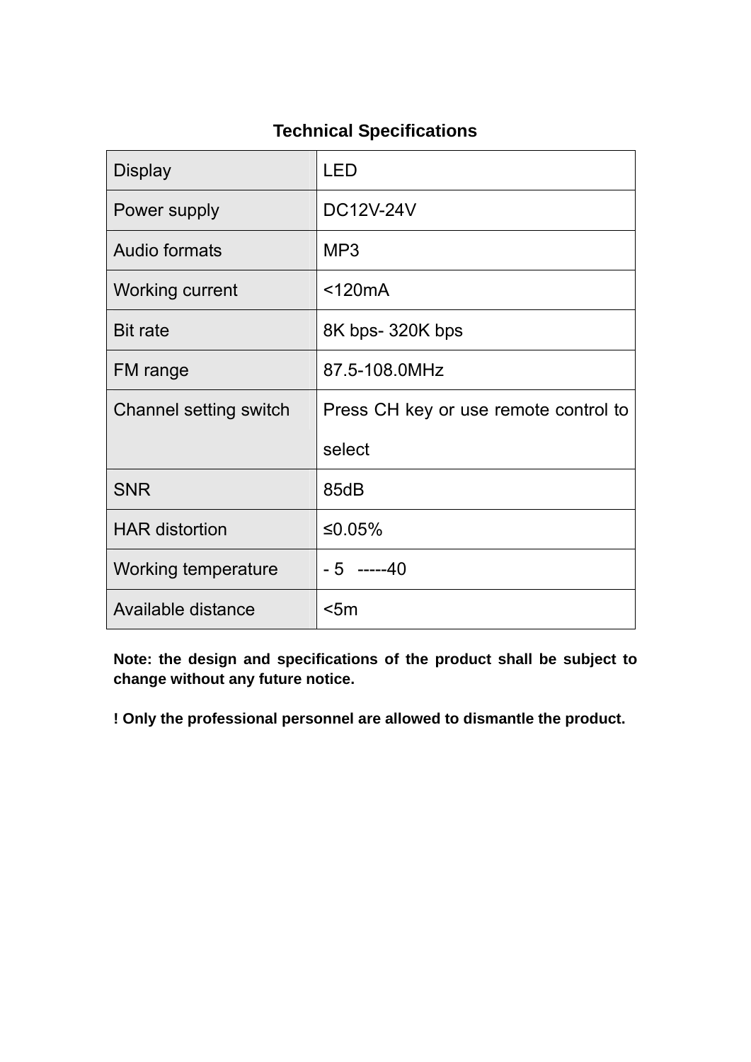## Technical Specifications

| Display | LED |
|---|---|
| Power supply | DC12V-24V |
| Audio formats | MP3 |
| Working current | <120mA |
| Bit rate | 8K bps- 320K bps |
| FM range | 87.5-108.0MHz |
| Channel setting switch | Press CH key or use remote control to select |
| SNR | 85dB |
| HAR distortion | ≤0.05% |
| Working temperature | - 5 -----40 |
| Available distance | <5m |

**Note: the design and specifications of the product shall be subject to change without any future notice.**

**! Only the professional personnel are allowed to dismantle the product.**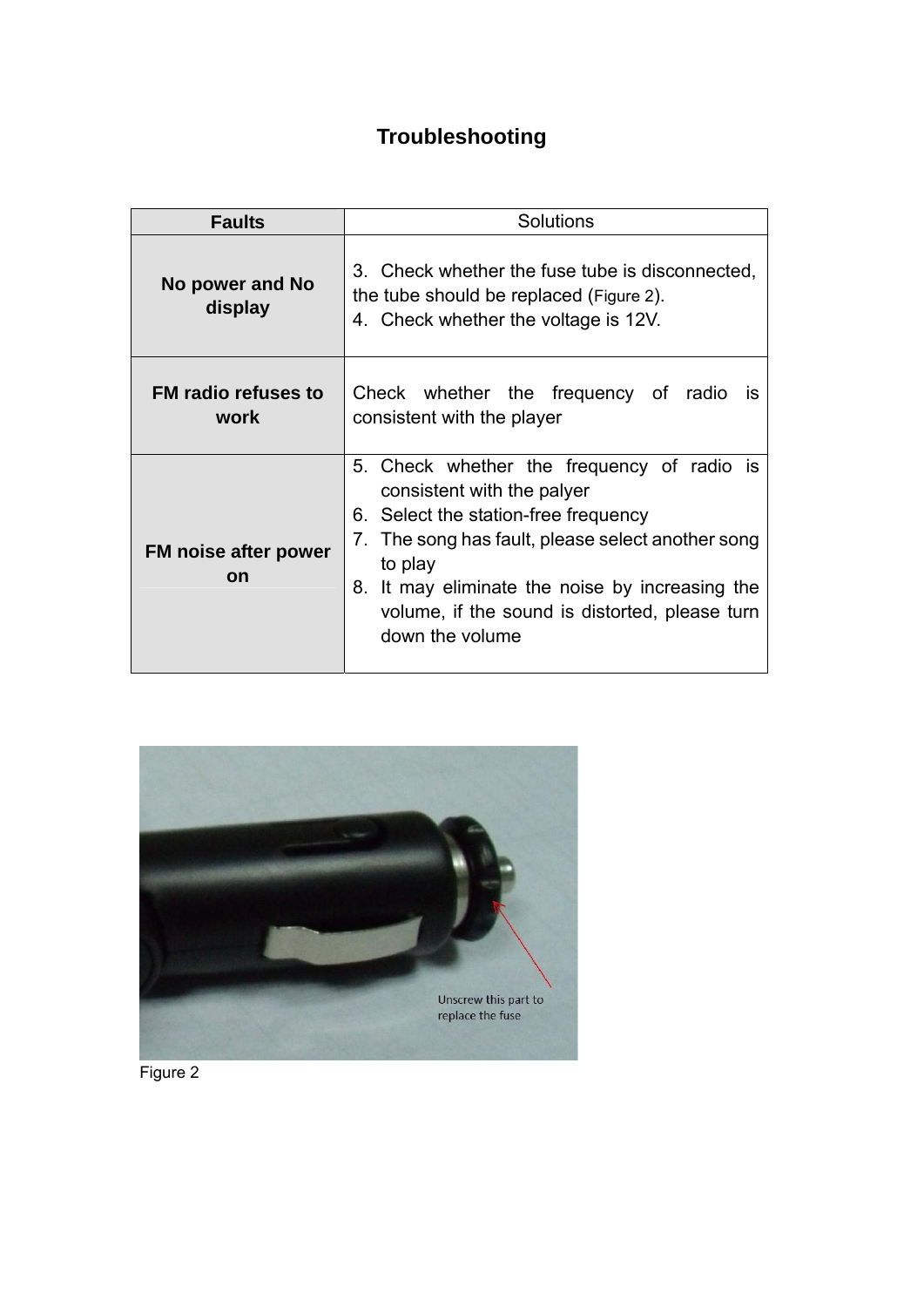# Troubleshooting

| Faults | Solutions |
|---|---|
| **No power and No display** | 3. Check whether the fuse tube is disconnected, the tube should be replaced (Figure 2).<br>4. Check whether the voltage is 12V. |
| **FM radio refuses to work** | Check whether the frequency of radio is consistent with the player |
| **FM noise after power on** | 5. Check whether the frequency of radio is consistent with the palyer<br>6. Select the station-free frequency<br>7. The song has fault, please select another song to play<br>8. It may eliminate the noise by increasing the volume, if the sound is distorted, please turn down the volume |

Unscrew this part to replace the fuse

Figure 2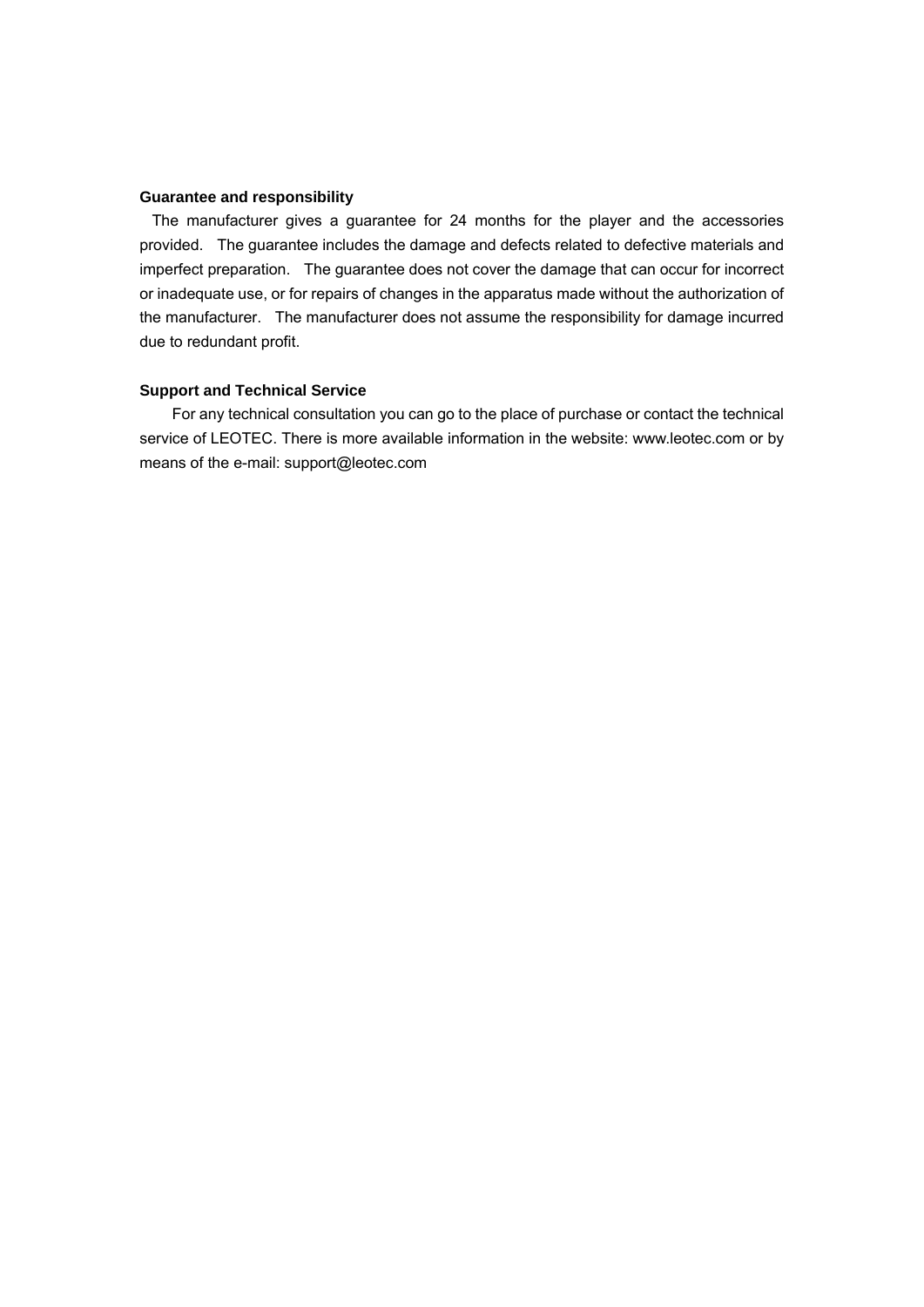**Guarantee and responsibility**

The manufacturer gives a guarantee for 24 months for the player and the accessories provided. The guarantee includes the damage and defects related to defective materials and imperfect preparation. The guarantee does not cover the damage that can occur for incorrect or inadequate use, or for repairs of changes in the apparatus made without the authorization of the manufacturer. The manufacturer does not assume the responsibility for damage incurred due to redundant profit.

**Support and Technical Service**

For any technical consultation you can go to the place of purchase or contact the technical service of LEOTEC. There is more available information in the website: www.leotec.com or by means of the e-mail: support@leotec.com